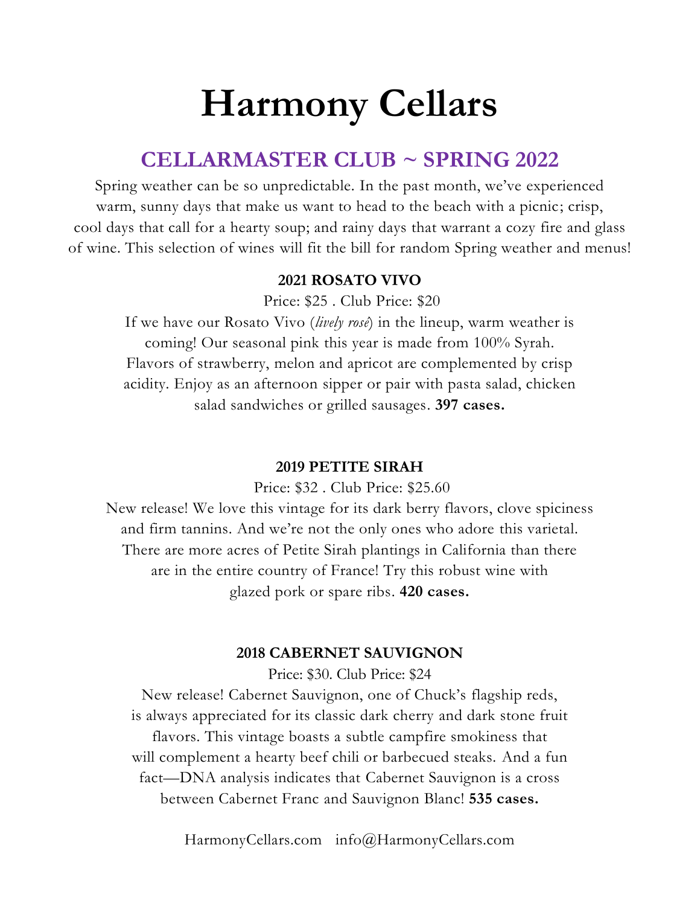# Harmony Cellars

## CELLARMASTER CLUB ~ SPRING 2022

Spring weather can be so unpredictable. In the past month, we've experienced warm, sunny days that make us want to head to the beach with a picnic; crisp, cool days that call for a hearty soup; and rainy days that warrant a cozy fire and glass of wine. This selection of wines will fit the bill for random Spring weather and menus!

**2021 ROSATO VIVO**

Price: $25 . Club Price: $20

If we have our Rosato Vivo (*lively rosé*) in the lineup, warm weather is coming! Our seasonal pink this year is made from 100% Syrah. Flavors of strawberry, melon and apricot are complemented by crisp acidity. Enjoy as an afternoon sipper or pair with pasta salad, chicken salad sandwiches or grilled sausages. **397 cases.**

**2019 PETITE SIRAH**

Price: $32 . Club Price: $25.60

New release! We love this vintage for its dark berry flavors, clove spiciness and firm tannins. And we're not the only ones who adore this varietal. There are more acres of Petite Sirah plantings in California than there are in the entire country of France! Try this robust wine with glazed pork or spare ribs. **420 cases.**

**2018 CABERNET SAUVIGNON**

Price: $30. Club Price: $24

New release! Cabernet Sauvignon, one of Chuck's flagship reds, is always appreciated for its classic dark cherry and dark stone fruit flavors. This vintage boasts a subtle campfire smokiness that will complement a hearty beef chili or barbecued steaks. And a fun fact—DNA analysis indicates that Cabernet Sauvignon is a cross between Cabernet Franc and Sauvignon Blanc! **535 cases.**

HarmonyCellars.com info@HarmonyCellars.com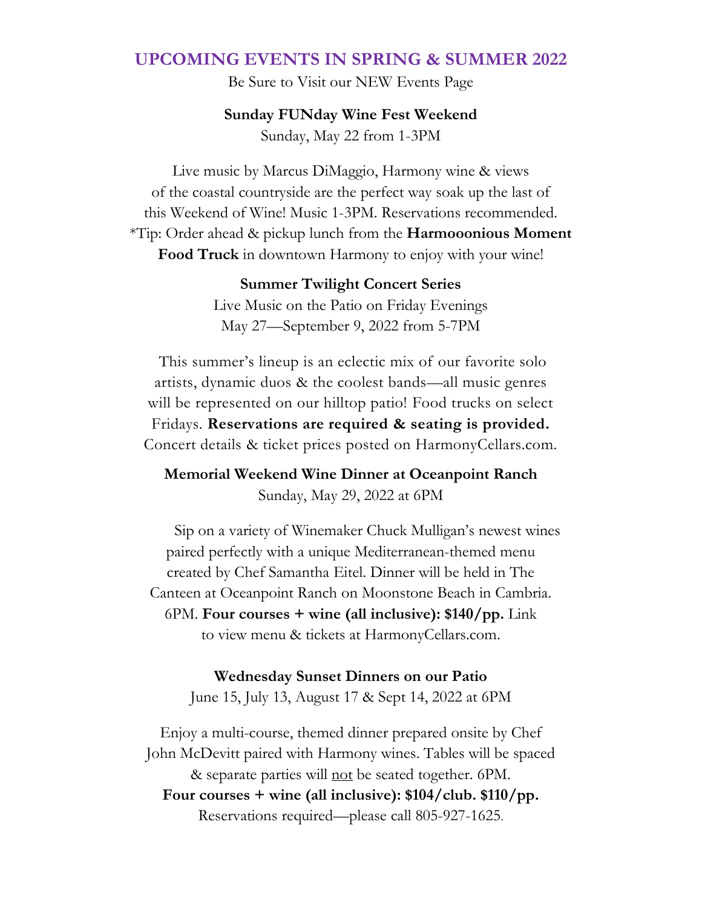## UPCOMING EVENTS IN SPRING & SUMMER 2022

Be Sure to Visit our NEW Events Page

**Sunday FUNday Wine Fest Weekend**

Sunday, May 22 from 1-3PM

Live music by Marcus DiMaggio, Harmony wine & views of the coastal countryside are the perfect way soak up the last of this Weekend of Wine! Music 1-3PM. Reservations recommended. *Tip: Order ahead & pickup lunch from the **Harmooonious Moment Food Truck** in downtown Harmony to enjoy with your wine!

**Summer Twilight Concert Series**

Live Music on the Patio on Friday Evenings
May 27—September 9, 2022 from 5-7PM

This summer's lineup is an eclectic mix of our favorite solo artists, dynamic duos & the coolest bands—all music genres will be represented on our hilltop patio! Food trucks on select Fridays. **Reservations are required & seating is provided.** Concert details & ticket prices posted on HarmonyCellars.com.

**Memorial Weekend Wine Dinner at Oceanpoint Ranch**

Sunday, May 29, 2022 at 6PM

Sip on a variety of Winemaker Chuck Mulligan's newest wines paired perfectly with a unique Mediterranean-themed menu created by Chef Samantha Eitel. Dinner will be held in The Canteen at Oceanpoint Ranch on Moonstone Beach in Cambria. 6PM. **Four courses + wine (all inclusive): $140/pp.** Link to view menu & tickets at HarmonyCellars.com.

**Wednesday Sunset Dinners on our Patio**

June 15, July 13, August 17 & Sept 14, 2022 at 6PM

Enjoy a multi-course, themed dinner prepared onsite by Chef John McDevitt paired with Harmony wines. Tables will be spaced & separate parties will <u>not</u> be seated together. 6PM.
**Four courses + wine (all inclusive): $104/club. $110/pp.**
Reservations required—please call 805-927-1625.